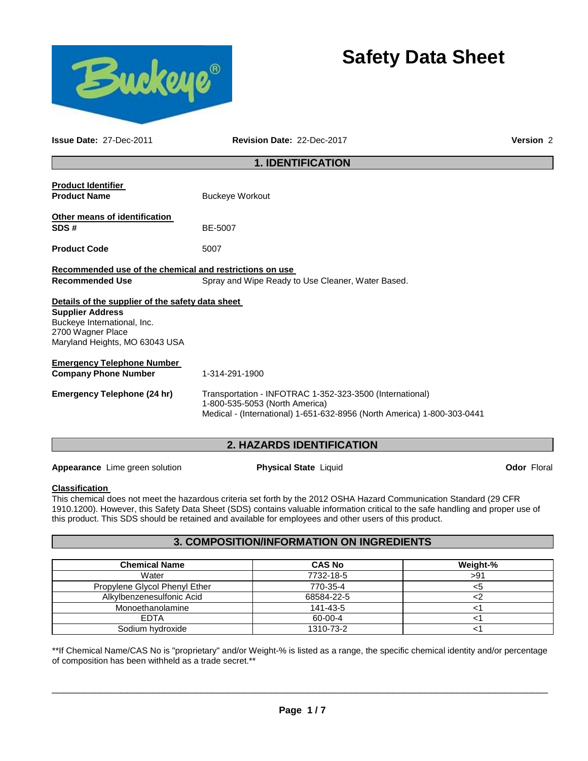# Safety Data Sheet

**Issue Date:** 27-Dec-2011 **Revision Date:** 22-Dec-2017 **Version** 2

## 1. IDENTIFICATION

**Product Identifier**

**Product Name** Buckeye Workout

**Other means of identification**

**SDS #** BE-5007

**Product Code** 5007

**Recommended use of the chemical and restrictions on use**

**Recommended Use** Spray and Wipe Ready to Use Cleaner, Water Based.

**Details of the supplier of the safety data sheet**

**Supplier Address**
Buckeye International, Inc.
2700 Wagner Place
Maryland Heights, MO 63043 USA

**Emergency Telephone Number**

**Company Phone Number** 1-314-291-1900

**Emergency Telephone (24 hr)** Transportation - INFOTRAC 1-352-323-3500 (International)
1-800-535-5053 (North America)
Medical - (International) 1-651-632-8956 (North America) 1-800-303-0441

## 2. HAZARDS IDENTIFICATION

**Appearance** Lime green solution **Physical State** Liquid **Odor** Floral

**Classification**

This chemical does not meet the hazardous criteria set forth by the 2012 OSHA Hazard Communication Standard (29 CFR 1910.1200). However, this Safety Data Sheet (SDS) contains valuable information critical to the safe handling and proper use of this product. This SDS should be retained and available for employees and other users of this product.

## 3. COMPOSITION/INFORMATION ON INGREDIENTS

| Chemical Name | CAS No | Weight-% |
|---|---|---|
| Water | 7732-18-5 | >91 |
| Propylene Glycol Phenyl Ether | 770-35-4 | <5 |
| Alkylbenzenesulfonic Acid | 68584-22-5 | <2 |
| Monoethanolamine | 141-43-5 | <1 |
| EDTA | 60-00-4 | <1 |
| Sodium hydroxide | 1310-73-2 | <1 |

**If Chemical Name/CAS No is "proprietary" and/or Weight-% is listed as a range, the specific chemical identity and/or percentage of composition has been withheld as a trade secret.**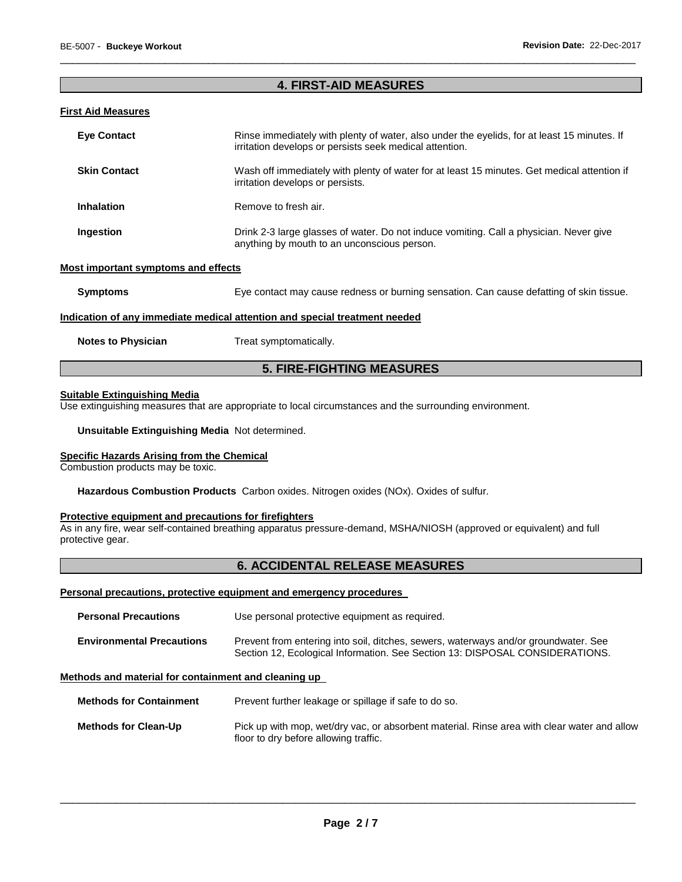## 4. FIRST-AID MEASURES

### First Aid Measures

**Eye Contact** Rinse immediately with plenty of water, also under the eyelids, for at least 15 minutes. If irritation develops or persists seek medical attention.

**Skin Contact** Wash off immediately with plenty of water for at least 15 minutes. Get medical attention if irritation develops or persists.

**Inhalation** Remove to fresh air.

**Ingestion** Drink 2-3 large glasses of water. Do not induce vomiting. Call a physician. Never give anything by mouth to an unconscious person.

### Most important symptoms and effects

**Symptoms** Eye contact may cause redness or burning sensation. Can cause defatting of skin tissue.

### Indication of any immediate medical attention and special treatment needed

**Notes to Physician** Treat symptomatically.

## 5. FIRE-FIGHTING MEASURES

### Suitable Extinguishing Media

Use extinguishing measures that are appropriate to local circumstances and the surrounding environment.

**Unsuitable Extinguishing Media** Not determined.

### Specific Hazards Arising from the Chemical

Combustion products may be toxic.

**Hazardous Combustion Products** Carbon oxides. Nitrogen oxides (NOx). Oxides of sulfur.

### Protective equipment and precautions for firefighters

As in any fire, wear self-contained breathing apparatus pressure-demand, MSHA/NIOSH (approved or equivalent) and full protective gear.

## 6. ACCIDENTAL RELEASE MEASURES

### Personal precautions, protective equipment and emergency procedures

**Personal Precautions** Use personal protective equipment as required.

**Environmental Precautions** Prevent from entering into soil, ditches, sewers, waterways and/or groundwater. See Section 12, Ecological Information. See Section 13: DISPOSAL CONSIDERATIONS.

### Methods and material for containment and cleaning up

**Methods for Containment** Prevent further leakage or spillage if safe to do so.

**Methods for Clean-Up** Pick up with mop, wet/dry vac, or absorbent material. Rinse area with clear water and allow floor to dry before allowing traffic.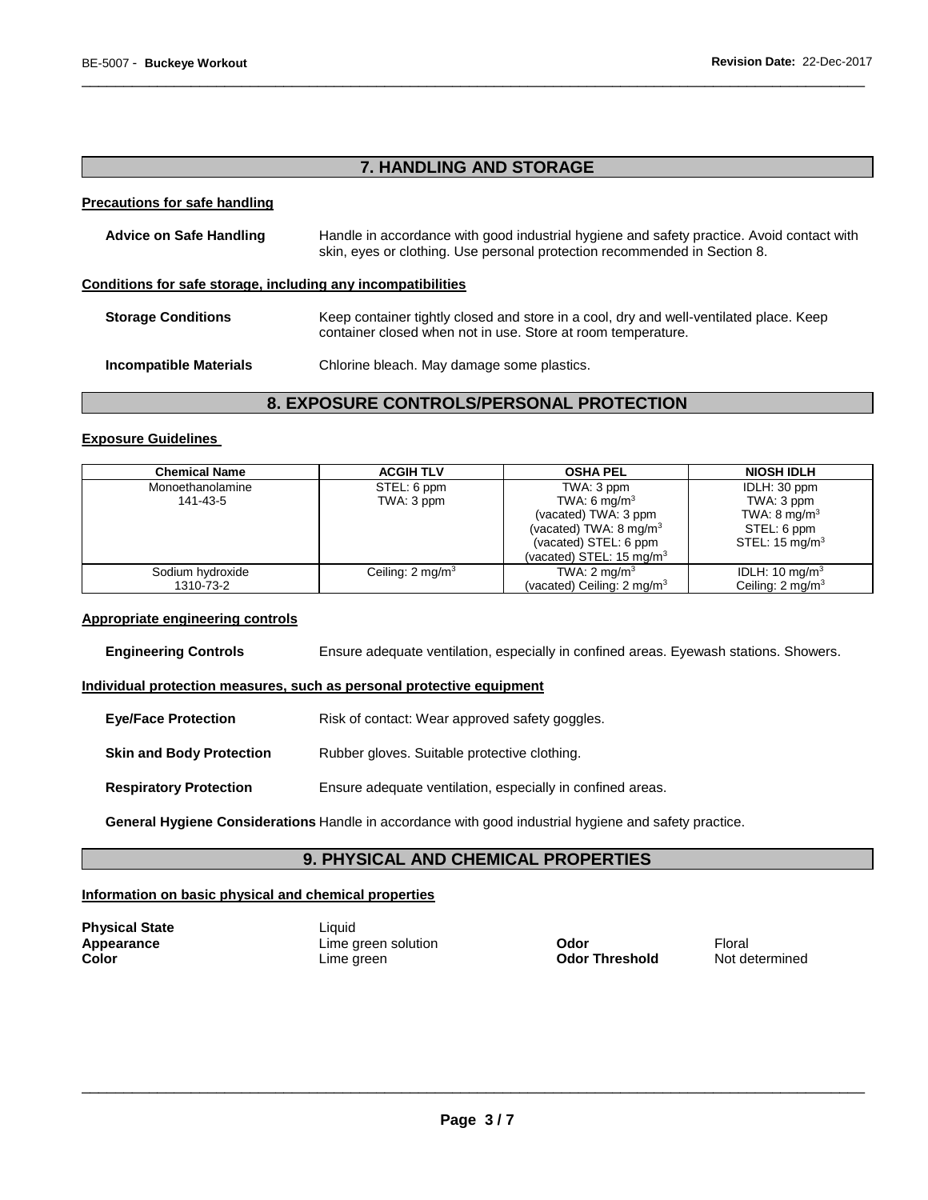## 7. HANDLING AND STORAGE

### Precautions for safe handling

**Advice on Safe Handling** Handle in accordance with good industrial hygiene and safety practice. Avoid contact with skin, eyes or clothing. Use personal protection recommended in Section 8.

### Conditions for safe storage, including any incompatibilities

**Storage Conditions** Keep container tightly closed and store in a cool, dry and well-ventilated place. Keep container closed when not in use. Store at room temperature.

**Incompatible Materials** Chlorine bleach. May damage some plastics.

## 8. EXPOSURE CONTROLS/PERSONAL PROTECTION

### Exposure Guidelines

| Chemical Name | ACGIH TLV | OSHA PEL | NIOSH IDLH |
|---|---|---|---|
| Monoethanolamine<br>141-43-5 | STEL: 6 ppm<br>TWA: 3 ppm | TWA: 3 ppm<br>TWA: 6 mg/m$^3$<br>(vacated) TWA: 3 ppm<br>(vacated) TWA: 8 mg/m$^3$<br>(vacated) STEL: 6 ppm<br>(vacated) STEL: 15 mg/m$^3$ | IDLH: 30 ppm<br>TWA: 3 ppm<br>TWA: 8 mg/m$^3$<br>STEL: 6 ppm<br>STEL: 15 mg/m$^3$ |
| Sodium hydroxide<br>1310-73-2 | Ceiling: 2 mg/m$^3$ | TWA: 2 mg/m$^3$<br>(vacated) Ceiling: 2 mg/m$^3$ | IDLH: 10 mg/m$^3$<br>Ceiling: 2 mg/m$^3$ |

### Appropriate engineering controls

**Engineering Controls** Ensure adequate ventilation, especially in confined areas. Eyewash stations. Showers.

### Individual protection measures, such as personal protective equipment

**Eye/Face Protection** Risk of contact: Wear approved safety goggles.

**Skin and Body Protection** Rubber gloves. Suitable protective clothing.

**Respiratory Protection** Ensure adequate ventilation, especially in confined areas.

**General Hygiene Considerations** Handle in accordance with good industrial hygiene and safety practice.

## 9. PHYSICAL AND CHEMICAL PROPERTIES

### Information on basic physical and chemical properties

**Physical State** Liquid
**Appearance** Lime green solution
**Color** Lime green
**Odor** Floral
**Odor Threshold** Not determined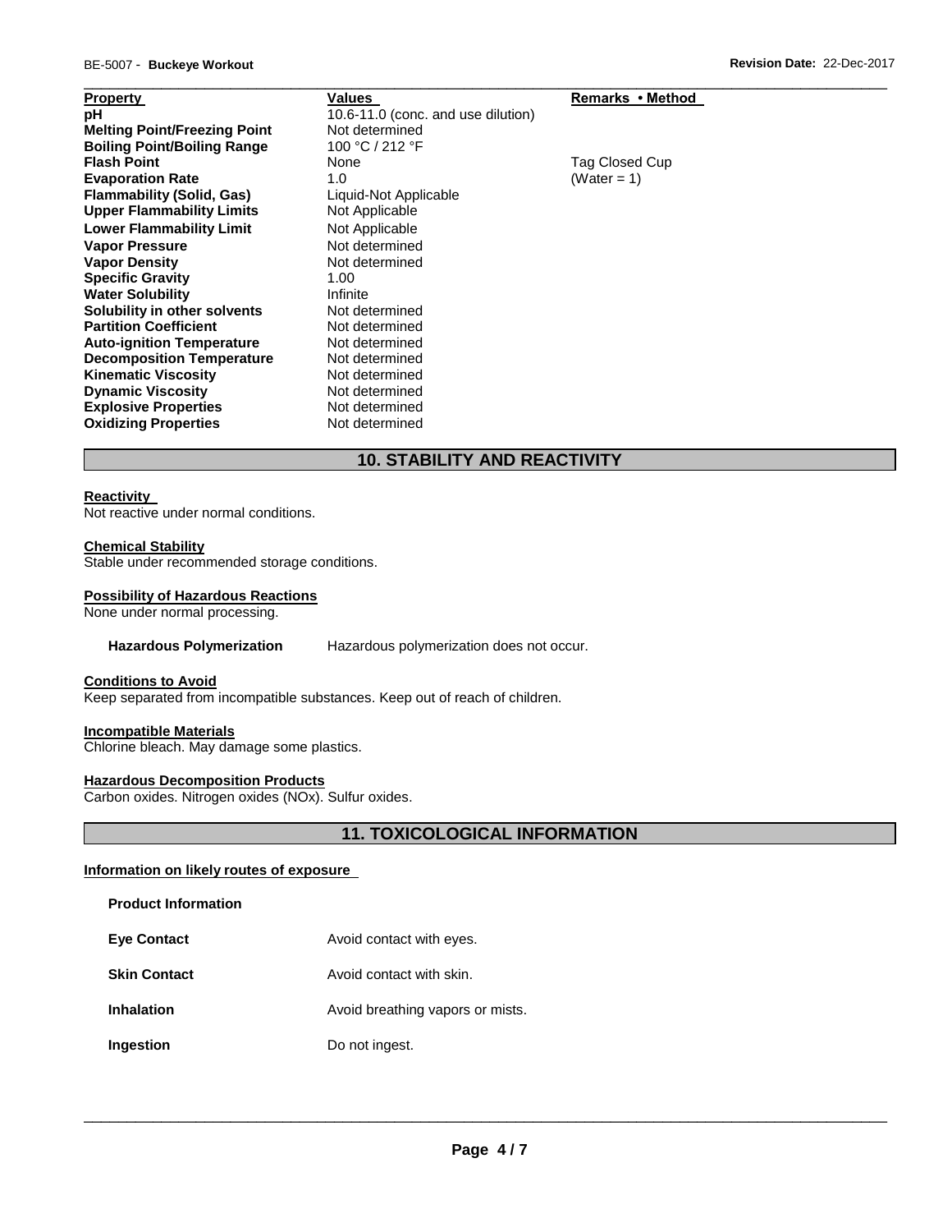| Property | Values | Remarks • Method |
|---|---|---|
| **pH** | 10.6-11.0 (conc. and use dilution) | |
| **Melting Point/Freezing Point** | Not determined | |
| **Boiling Point/Boiling Range** | 100 °C / 212 °F | |
| **Flash Point** | None | Tag Closed Cup |
| **Evaporation Rate** | 1.0 | (Water = 1) |
| **Flammability (Solid, Gas)** | Liquid-Not Applicable | |
| **Upper Flammability Limits** | Not Applicable | |
| **Lower Flammability Limit** | Not Applicable | |
| **Vapor Pressure** | Not determined | |
| **Vapor Density** | Not determined | |
| **Specific Gravity** | 1.00 | |
| **Water Solubility** | Infinite | |
| **Solubility in other solvents** | Not determined | |
| **Partition Coefficient** | Not determined | |
| **Auto-ignition Temperature** | Not determined | |
| **Decomposition Temperature** | Not determined | |
| **Kinematic Viscosity** | Not determined | |
| **Dynamic Viscosity** | Not determined | |
| **Explosive Properties** | Not determined | |
| **Oxidizing Properties** | Not determined | |

## 10. STABILITY AND REACTIVITY

**Reactivity**

Not reactive under normal conditions.

**Chemical Stability**

Stable under recommended storage conditions.

**Possibility of Hazardous Reactions**

None under normal processing.

**Hazardous Polymerization** Hazardous polymerization does not occur.

**Conditions to Avoid**

Keep separated from incompatible substances. Keep out of reach of children.

**Incompatible Materials**

Chlorine bleach. May damage some plastics.

**Hazardous Decomposition Products**

Carbon oxides. Nitrogen oxides (NOx). Sulfur oxides.

## 11. TOXICOLOGICAL INFORMATION

**Information on likely routes of exposure**

**Product Information**

**Eye Contact** Avoid contact with eyes.

**Skin Contact** Avoid contact with skin.

**Inhalation** Avoid breathing vapors or mists.

**Ingestion** Do not ingest.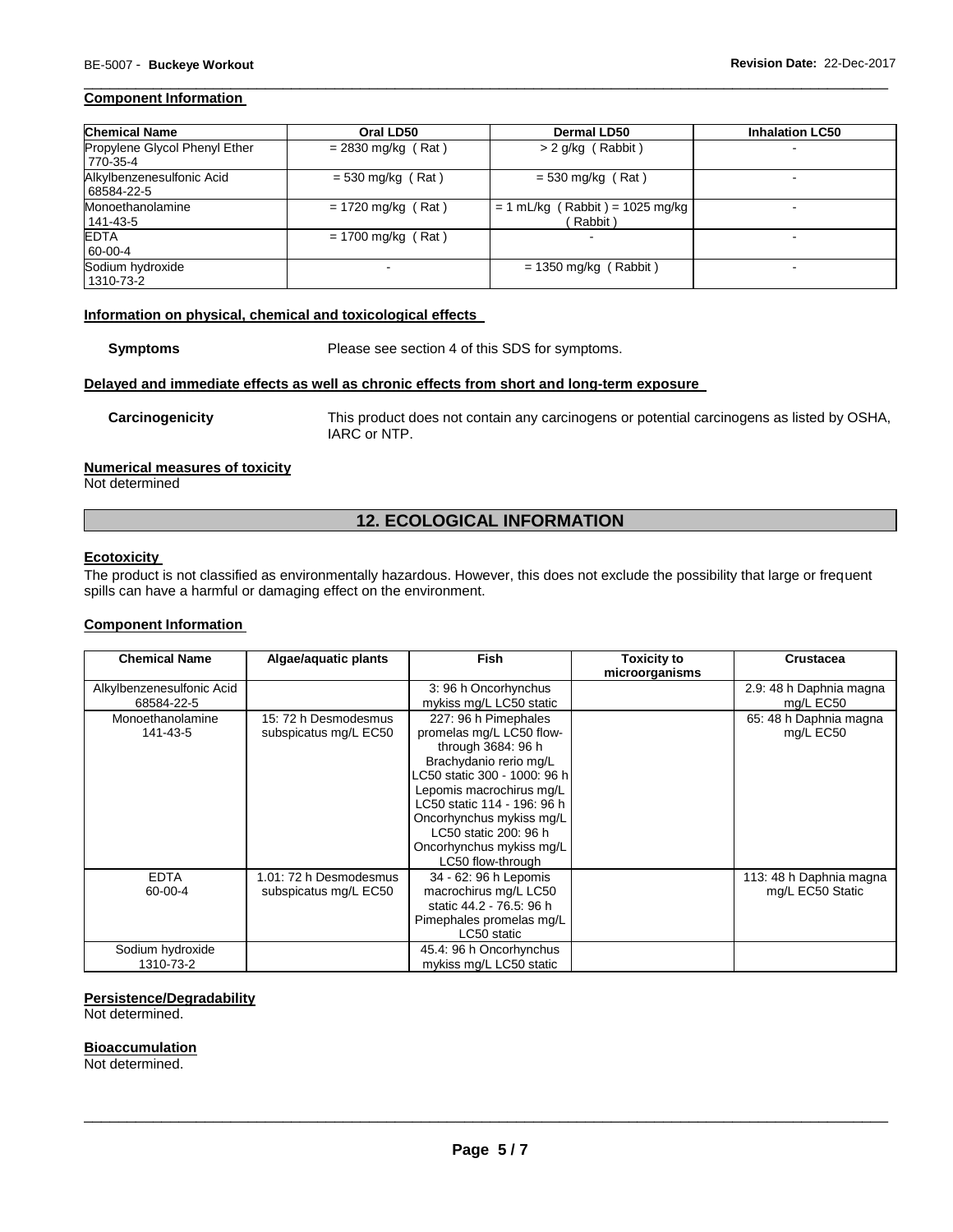## Component Information

| Chemical Name | Oral LD50 | Dermal LD50 | Inhalation LC50 |
|---|---|---|---|
| Propylene Glycol Phenyl Ether 770-35-4 | = 2830 mg/kg ( Rat ) | > 2 g/kg ( Rabbit ) | - |
| Alkylbenzenesulfonic Acid 68584-22-5 | = 530 mg/kg ( Rat ) | = 530 mg/kg ( Rat ) | - |
| Monoethanolamine 141-43-5 | = 1720 mg/kg ( Rat ) | = 1 mL/kg ( Rabbit ) = 1025 mg/kg ( Rabbit ) | - |
| EDTA 60-00-4 | = 1700 mg/kg ( Rat ) | - | - |
| Sodium hydroxide 1310-73-2 | - | = 1350 mg/kg ( Rabbit ) | - |

## Information on physical, chemical and toxicological effects

**Symptoms** Please see section 4 of this SDS for symptoms.

## Delayed and immediate effects as well as chronic effects from short and long-term exposure

**Carcinogenicity** This product does not contain any carcinogens or potential carcinogens as listed by OSHA, IARC or NTP.

## Numerical measures of toxicity

Not determined

# 12. ECOLOGICAL INFORMATION

## Ecotoxicity

The product is not classified as environmentally hazardous. However, this does not exclude the possibility that large or frequent spills can have a harmful or damaging effect on the environment.

## Component Information

| Chemical Name | Algae/aquatic plants | Fish | Toxicity to microorganisms | Crustacea |
|---|---|---|---|---|
| Alkylbenzenesulfonic Acid 68584-22-5 | | 3: 96 h Oncorhynchus mykiss mg/L LC50 static | | 2.9: 48 h Daphnia magna mg/L EC50 |
| Monoethanolamine 141-43-5 | 15: 72 h Desmodesmus subspicatus mg/L EC50 | 227: 96 h Pimephales promelas mg/L LC50 flow-through 3684: 96 h Brachydanio rerio mg/L LC50 static 300 - 1000: 96 h Lepomis macrochirus mg/L LC50 static 114 - 196: 96 h Oncorhynchus mykiss mg/L LC50 static 200: 96 h Oncorhynchus mykiss mg/L LC50 flow-through | | 65: 48 h Daphnia magna mg/L EC50 |
| EDTA 60-00-4 | 1.01: 72 h Desmodesmus subspicatus mg/L EC50 | 34 - 62: 96 h Lepomis macrochirus mg/L LC50 static 44.2 - 76.5: 96 h Pimephales promelas mg/L LC50 static | | 113: 48 h Daphnia magna mg/L EC50 Static |
| Sodium hydroxide 1310-73-2 | | 45.4: 96 h Oncorhynchus mykiss mg/L LC50 static | | |

## Persistence/Degradability

Not determined.

## Bioaccumulation

Not determined.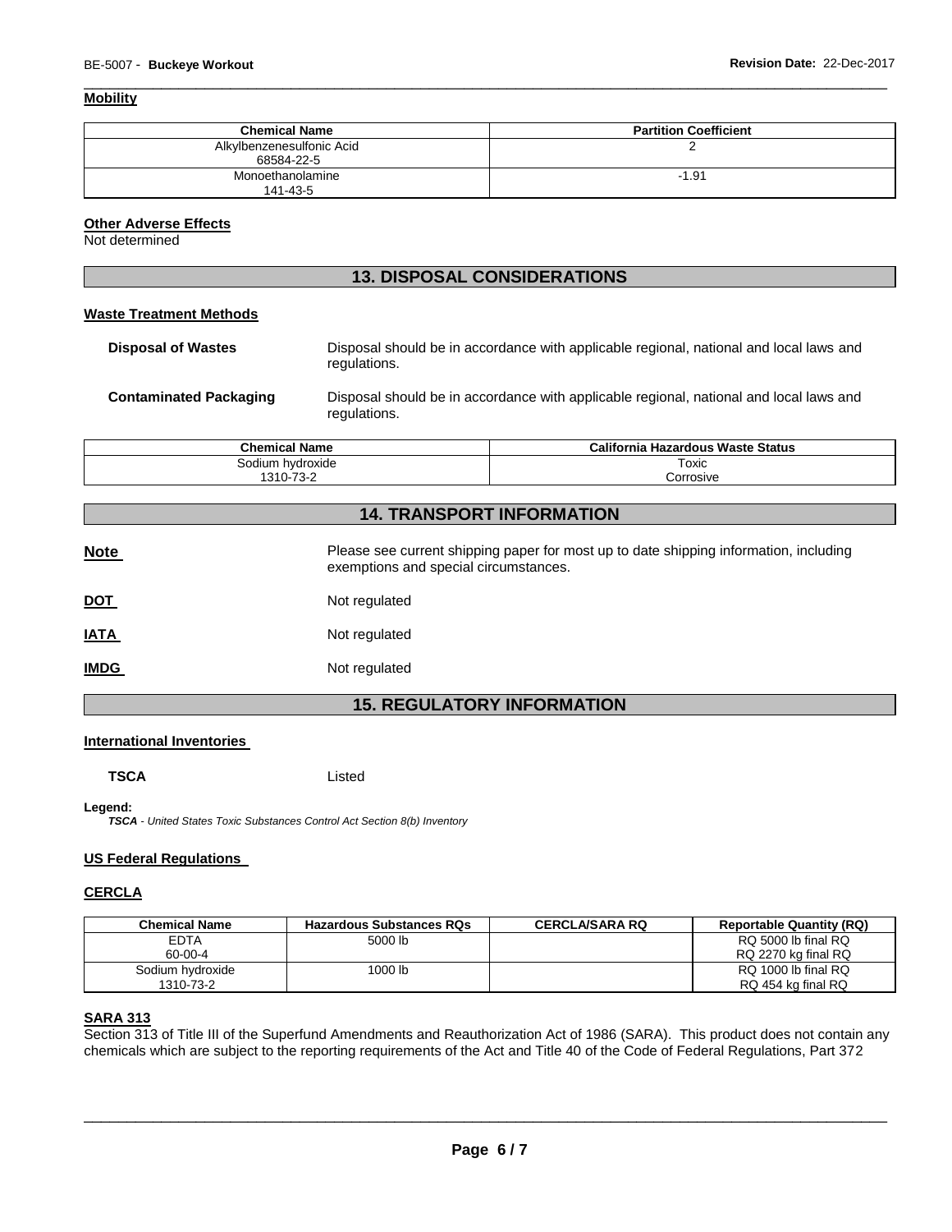#### Mobility

| Chemical Name | Partition Coefficient |
|---|---|
| Alkylbenzenesulfonic Acid 68584-22-5 | 2 |
| Monoethanolamine 141-43-5 | -1.91 |

#### Other Adverse Effects

Not determined

## 13. DISPOSAL CONSIDERATIONS

#### Waste Treatment Methods

**Disposal of Wastes** Disposal should be in accordance with applicable regional, national and local laws and regulations.

**Contaminated Packaging** Disposal should be in accordance with applicable regional, national and local laws and regulations.

| Chemical Name | California Hazardous Waste Status |
|---|---|
| Sodium hydroxide 1310-73-2 | Toxic Corrosive |

## 14. TRANSPORT INFORMATION

**Note** Please see current shipping paper for most up to date shipping information, including exemptions and special circumstances.

**DOT** Not regulated

**IATA** Not regulated

**IMDG** Not regulated

## 15. REGULATORY INFORMATION

#### International Inventories

**TSCA** Listed

**Legend:**
***TSCA*** *- United States Toxic Substances Control Act Section 8(b) Inventory*

#### US Federal Regulations

#### CERCLA

| Chemical Name | Hazardous Substances RQs | CERCLA/SARA RQ | Reportable Quantity (RQ) |
|---|---|---|---|
| EDTA 60-00-4 | 5000 lb | | RQ 5000 lb final RQ RQ 2270 kg final RQ |
| Sodium hydroxide 1310-73-2 | 1000 lb | | RQ 1000 lb final RQ RQ 454 kg final RQ |

#### SARA 313

Section 313 of Title III of the Superfund Amendments and Reauthorization Act of 1986 (SARA). This product does not contain any chemicals which are subject to the reporting requirements of the Act and Title 40 of the Code of Federal Regulations, Part 372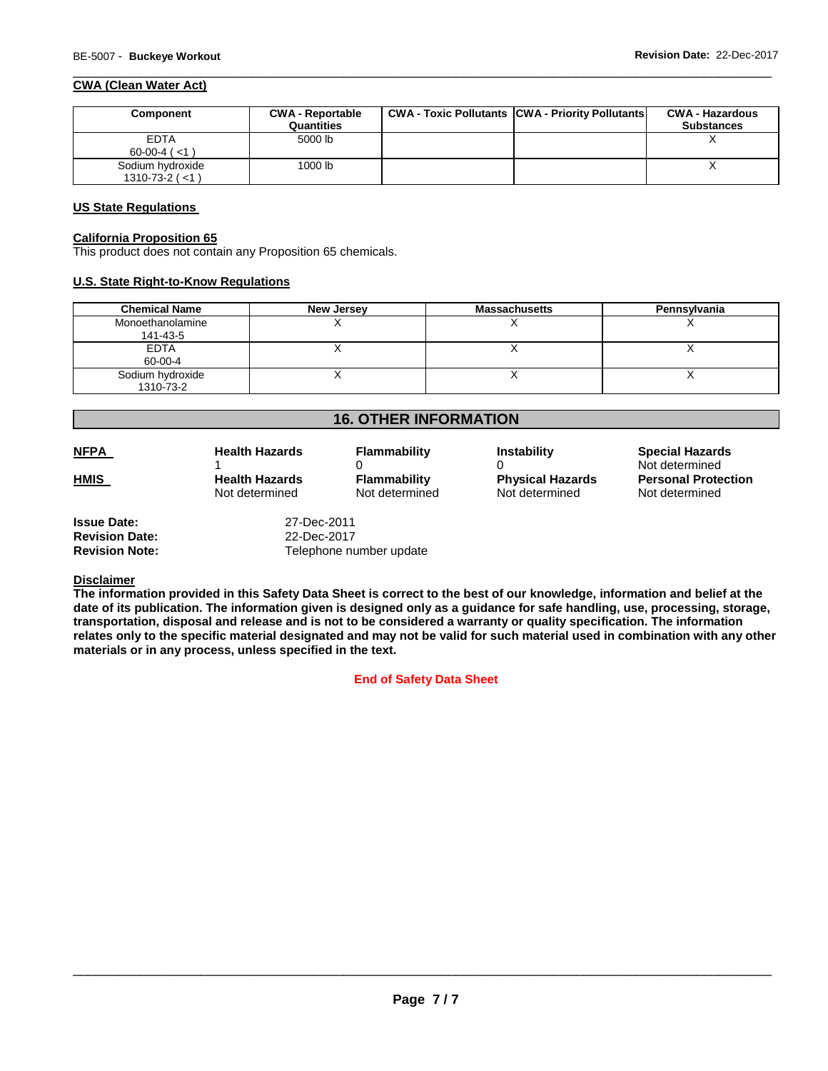### CWA (Clean Water Act)

| Component | CWA - Reportable Quantities | CWA - Toxic Pollutants | CWA - Priority Pollutants | CWA - Hazardous Substances |
|---|---|---|---|---|
| EDTA 60-00-4 ( <1 ) | 5000 lb | | | X |
| Sodium hydroxide 1310-73-2 ( <1 ) | 1000 lb | | | X |

### US State Regulations

### California Proposition 65

This product does not contain any Proposition 65 chemicals.

### U.S. State Right-to-Know Regulations

| Chemical Name | New Jersey | Massachusetts | Pennsylvania |
|---|---|---|---|
| Monoethanolamine 141-43-5 | X | X | X |
| EDTA 60-00-4 | X | X | X |
| Sodium hydroxide 1310-73-2 | X | X | X |

## 16. OTHER INFORMATION

| | | | | |
|---|---|---|---|---|
| **NFPA** | **Health Hazards** 1 | **Flammability** 0 | **Instability** 0 | **Special Hazards** Not determined |
| **HMIS** | **Health Hazards** Not determined | **Flammability** Not determined | **Physical Hazards** Not determined | **Personal Protection** Not determined |

**Issue Date:** 27-Dec-2011
**Revision Date:** 22-Dec-2017
**Revision Note:** Telephone number update

### Disclaimer

**The information provided in this Safety Data Sheet is correct to the best of our knowledge, information and belief at the date of its publication. The information given is designed only as a guidance for safe handling, use, processing, storage, transportation, disposal and release and is not to be considered a warranty or quality specification. The information relates only to the specific material designated and may not be valid for such material used in combination with any other materials or in any process, unless specified in the text.**

**End of Safety Data Sheet**